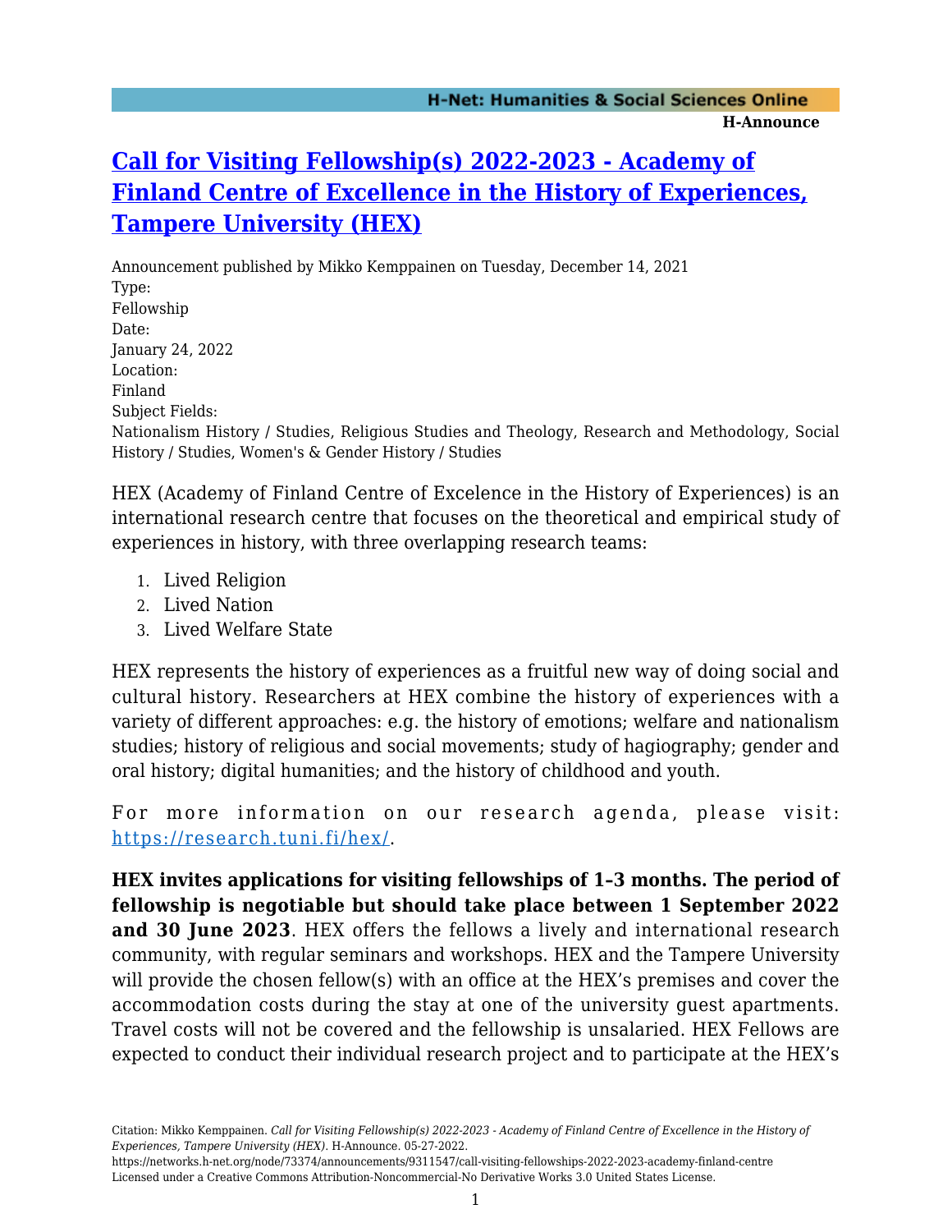# [Call for Visiting Fellowship(s) 2022-2023 - Academy of Finland Centre of Excellence in the History of Experiences, Tampere University (HEX)](https://networks.h-net.org/node/73374/announcements/9311547/call-visiting-fellowships-2022-2023-academy-finland-centre)

Announcement published by Mikko Kemppainen on Tuesday, December 14, 2021

Type:
Fellowship

Date:
January 24, 2022

Location:
Finland

Subject Fields:
Nationalism History / Studies, Religious Studies and Theology, Research and Methodology, Social History / Studies, Women's & Gender History / Studies

HEX (Academy of Finland Centre of Excelence in the History of Experiences) is an international research centre that focuses on the theoretical and empirical study of experiences in history, with three overlapping research teams:

1. Lived Religion
2. Lived Nation
3. Lived Welfare State

HEX represents the history of experiences as a fruitful new way of doing social and cultural history. Researchers at HEX combine the history of experiences with a variety of different approaches: e.g. the history of emotions; welfare and nationalism studies; history of religious and social movements; study of hagiography; gender and oral history; digital humanities; and the history of childhood and youth.

For more information on our research agenda, please visit: [https://research.tuni.fi/hex/](https://research.tuni.fi/hex/).

**HEX invites applications for visiting fellowships of 1–3 months. The period of fellowship is negotiable but should take place between 1 September 2022 and 30 June 2023**. HEX offers the fellows a lively and international research community, with regular seminars and workshops. HEX and the Tampere University will provide the chosen fellow(s) with an office at the HEX's premises and cover the accommodation costs during the stay at one of the university guest apartments. Travel costs will not be covered and the fellowship is unsalaried. HEX Fellows are expected to conduct their individual research project and to participate at the HEX's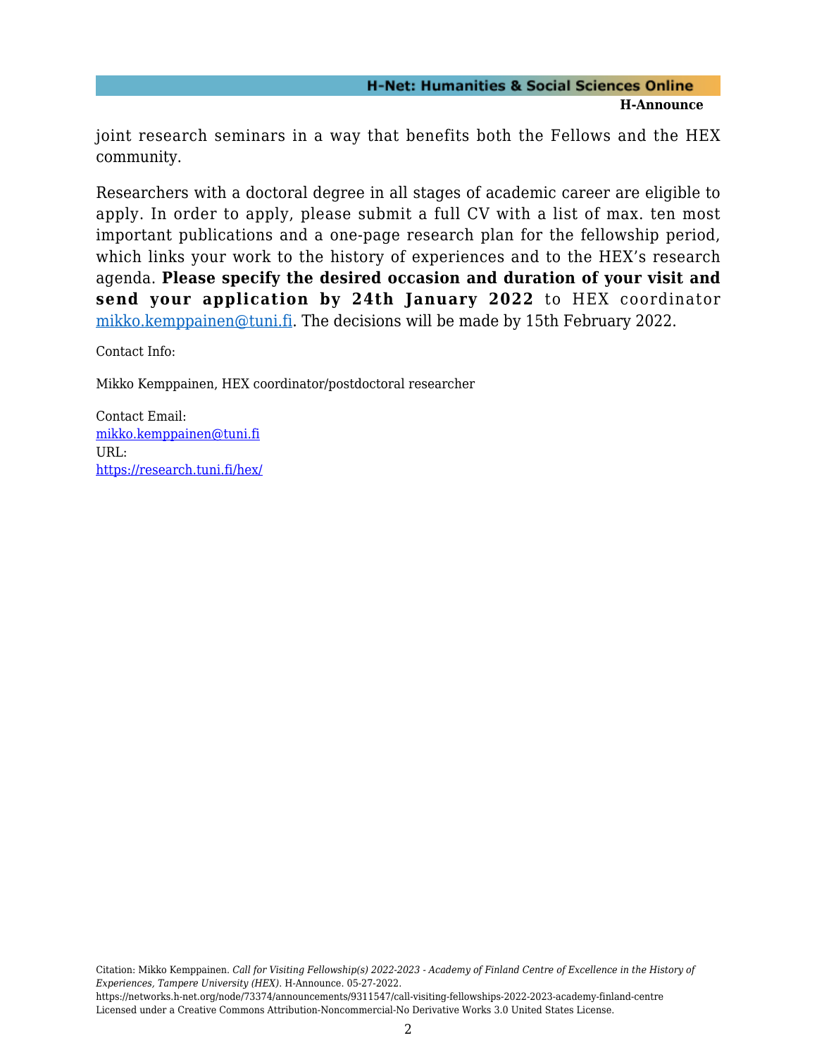joint research seminars in a way that benefits both the Fellows and the HEX community.

Researchers with a doctoral degree in all stages of academic career are eligible to apply. In order to apply, please submit a full CV with a list of max. ten most important publications and a one-page research plan for the fellowship period, which links your work to the history of experiences and to the HEX's research agenda. **Please specify the desired occasion and duration of your visit and send your application by 24th January 2022** to HEX coordinator mikko.kemppainen@tuni.fi. The decisions will be made by 15th February 2022.

Contact Info:

Mikko Kemppainen, HEX coordinator/postdoctoral researcher

Contact Email:
mikko.kemppainen@tuni.fi
URL:
https://research.tuni.fi/hex/

Citation: Mikko Kemppainen. *Call for Visiting Fellowship(s) 2022-2023 - Academy of Finland Centre of Excellence in the History of Experiences, Tampere University (HEX)*. H-Announce. 05-27-2022.
https://networks.h-net.org/node/73374/announcements/9311547/call-visiting-fellowships-2022-2023-academy-finland-centre
Licensed under a Creative Commons Attribution-Noncommercial-No Derivative Works 3.0 United States License.